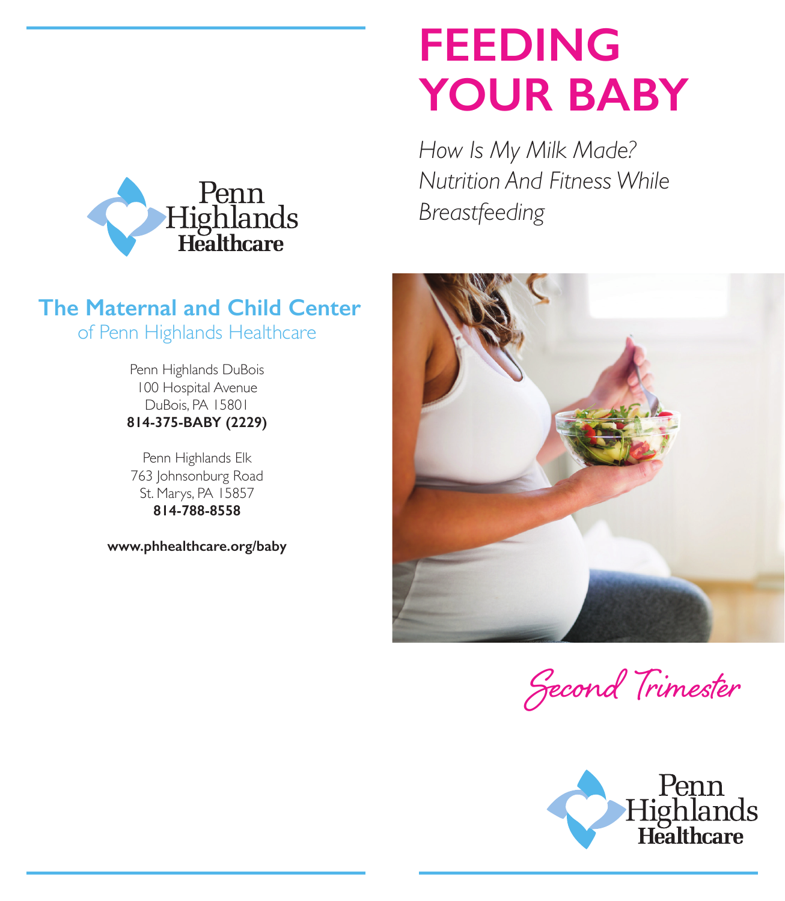# FEEDING YOUR BABY

*How Is My Milk Made?*
*Nutrition And Fitness While Breastfeeding*

Second Trimester

Penn Highlands Healthcare

## The Maternal and Child Center

of Penn Highlands Healthcare

Penn Highlands DuBois
100 Hospital Avenue
DuBois, PA 15801
**814-375-BABY (2229)**

Penn Highlands Elk
763 Johnsonburg Road
St. Marys, PA 15857
**814-788-8558**

**www.phhealthcare.org/baby**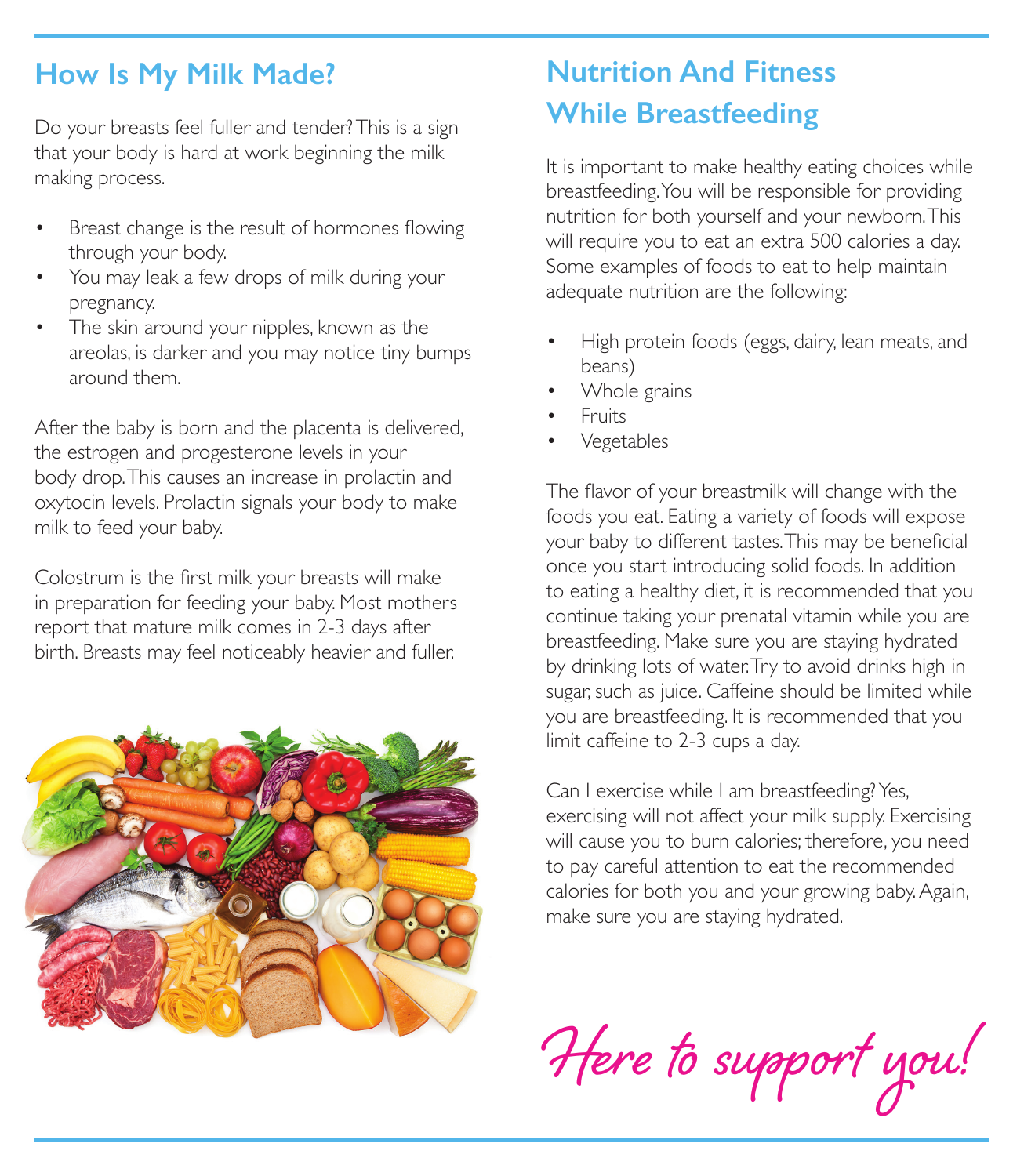## How Is My Milk Made?

Do your breasts feel fuller and tender? This is a sign that your body is hard at work beginning the milk making process.

- Breast change is the result of hormones flowing through your body.
- You may leak a few drops of milk during your pregnancy.
- The skin around your nipples, known as the areolas, is darker and you may notice tiny bumps around them.

After the baby is born and the placenta is delivered, the estrogen and progesterone levels in your body drop. This causes an increase in prolactin and oxytocin levels. Prolactin signals your body to make milk to feed your baby.

Colostrum is the first milk your breasts will make in preparation for feeding your baby. Most mothers report that mature milk comes in 2-3 days after birth. Breasts may feel noticeably heavier and fuller.

## Nutrition And Fitness While Breastfeeding

It is important to make healthy eating choices while breastfeeding. You will be responsible for providing nutrition for both yourself and your newborn. This will require you to eat an extra 500 calories a day. Some examples of foods to eat to help maintain adequate nutrition are the following:

- High protein foods (eggs, dairy, lean meats, and beans)
- Whole grains
- Fruits
- Vegetables

The flavor of your breastmilk will change with the foods you eat. Eating a variety of foods will expose your baby to different tastes. This may be beneficial once you start introducing solid foods. In addition to eating a healthy diet, it is recommended that you continue taking your prenatal vitamin while you are breastfeeding. Make sure you are staying hydrated by drinking lots of water. Try to avoid drinks high in sugar, such as juice. Caffeine should be limited while you are breastfeeding. It is recommended that you limit caffeine to 2-3 cups a day.

Can I exercise while I am breastfeeding? Yes, exercising will not affect your milk supply. Exercising will cause you to burn calories; therefore, you need to pay careful attention to eat the recommended calories for both you and your growing baby. Again, make sure you are staying hydrated.

*Here to support you!*